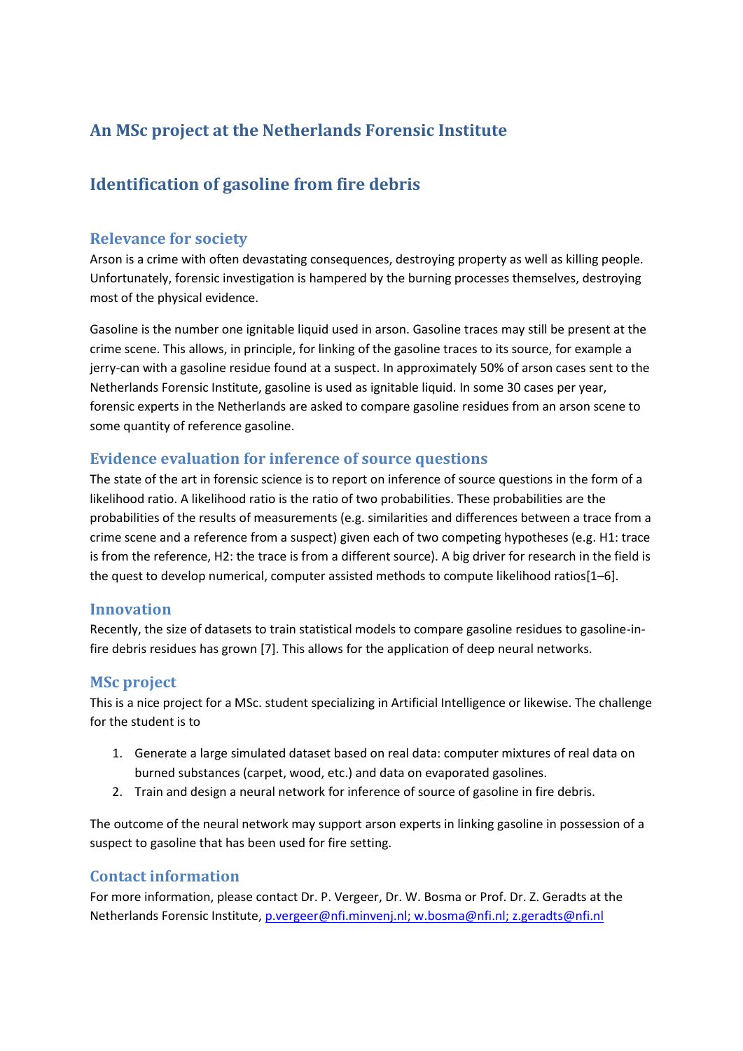# An MSc project at the Netherlands Forensic Institute

# Identification of gasoline from fire debris

## Relevance for society

Arson is a crime with often devastating consequences, destroying property as well as killing people. Unfortunately, forensic investigation is hampered by the burning processes themselves, destroying most of the physical evidence.

Gasoline is the number one ignitable liquid used in arson. Gasoline traces may still be present at the crime scene. This allows, in principle, for linking of the gasoline traces to its source, for example a jerry-can with a gasoline residue found at a suspect. In approximately 50% of arson cases sent to the Netherlands Forensic Institute, gasoline is used as ignitable liquid. In some 30 cases per year, forensic experts in the Netherlands are asked to compare gasoline residues from an arson scene to some quantity of reference gasoline.

## Evidence evaluation for inference of source questions

The state of the art in forensic science is to report on inference of source questions in the form of a likelihood ratio. A likelihood ratio is the ratio of two probabilities. These probabilities are the probabilities of the results of measurements (e.g. similarities and differences between a trace from a crime scene and a reference from a suspect) given each of two competing hypotheses (e.g. H1: trace is from the reference, H2: the trace is from a different source). A big driver for research in the field is the quest to develop numerical, computer assisted methods to compute likelihood ratios[1–6].

## Innovation

Recently, the size of datasets to train statistical models to compare gasoline residues to gasoline-in-fire debris residues has grown [7]. This allows for the application of deep neural networks.

## MSc project

This is a nice project for a MSc. student specializing in Artificial Intelligence or likewise. The challenge for the student is to

1. Generate a large simulated dataset based on real data: computer mixtures of real data on burned substances (carpet, wood, etc.) and data on evaporated gasolines.
2. Train and design a neural network for inference of source of gasoline in fire debris.

The outcome of the neural network may support arson experts in linking gasoline in possession of a suspect to gasoline that has been used for fire setting.

## Contact information

For more information, please contact Dr. P. Vergeer, Dr. W. Bosma or Prof. Dr. Z. Geradts at the Netherlands Forensic Institute, p.vergeer@nfi.minvenj.nl; w.bosma@nfi.nl; z.geradts@nfi.nl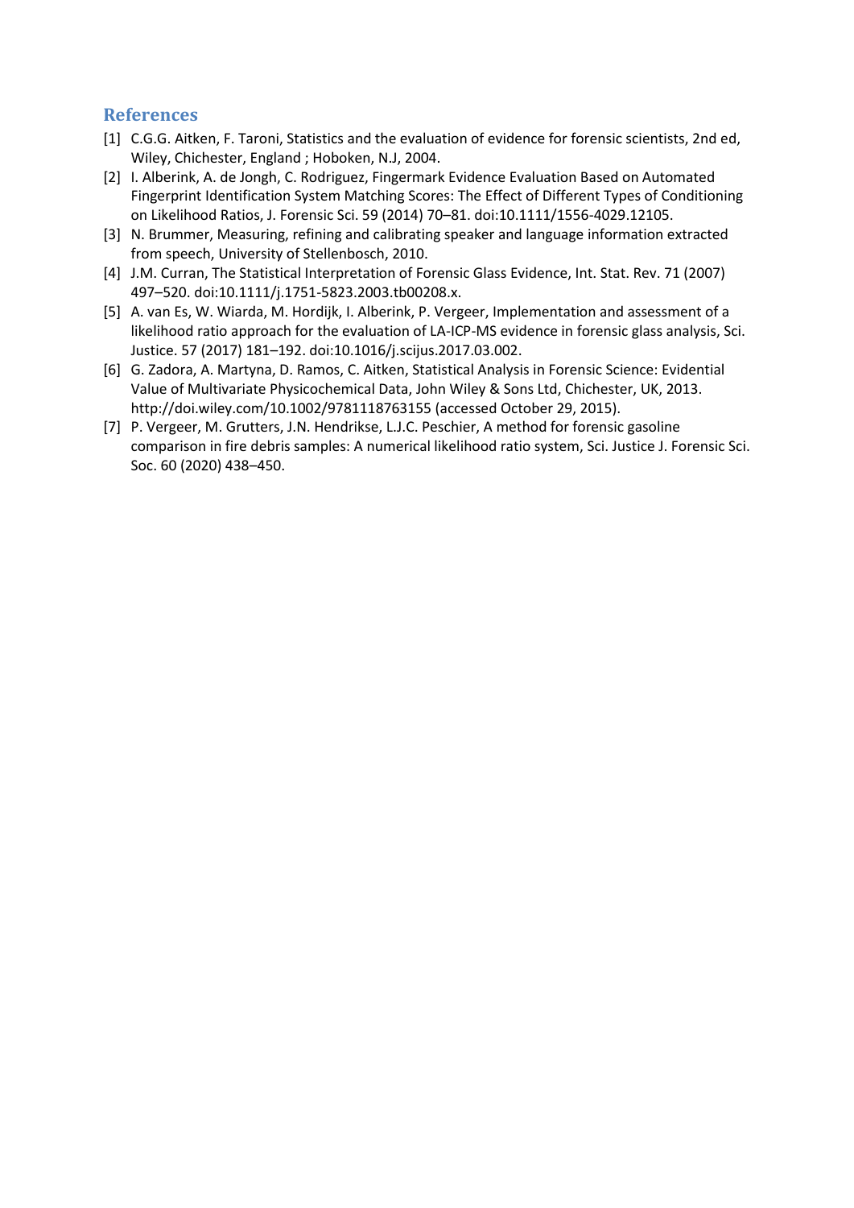## References

[1] C.G.G. Aitken, F. Taroni, Statistics and the evaluation of evidence for forensic scientists, 2nd ed, Wiley, Chichester, England ; Hoboken, N.J, 2004.

[2] I. Alberink, A. de Jongh, C. Rodriguez, Fingermark Evidence Evaluation Based on Automated Fingerprint Identification System Matching Scores: The Effect of Different Types of Conditioning on Likelihood Ratios, J. Forensic Sci. 59 (2014) 70–81. doi:10.1111/1556-4029.12105.

[3] N. Brummer, Measuring, refining and calibrating speaker and language information extracted from speech, University of Stellenbosch, 2010.

[4] J.M. Curran, The Statistical Interpretation of Forensic Glass Evidence, Int. Stat. Rev. 71 (2007) 497–520. doi:10.1111/j.1751-5823.2003.tb00208.x.

[5] A. van Es, W. Wiarda, M. Hordijk, I. Alberink, P. Vergeer, Implementation and assessment of a likelihood ratio approach for the evaluation of LA-ICP-MS evidence in forensic glass analysis, Sci. Justice. 57 (2017) 181–192. doi:10.1016/j.scijus.2017.03.002.

[6] G. Zadora, A. Martyna, D. Ramos, C. Aitken, Statistical Analysis in Forensic Science: Evidential Value of Multivariate Physicochemical Data, John Wiley & Sons Ltd, Chichester, UK, 2013. http://doi.wiley.com/10.1002/9781118763155 (accessed October 29, 2015).

[7] P. Vergeer, M. Grutters, J.N. Hendrikse, L.J.C. Peschier, A method for forensic gasoline comparison in fire debris samples: A numerical likelihood ratio system, Sci. Justice J. Forensic Sci. Soc. 60 (2020) 438–450.